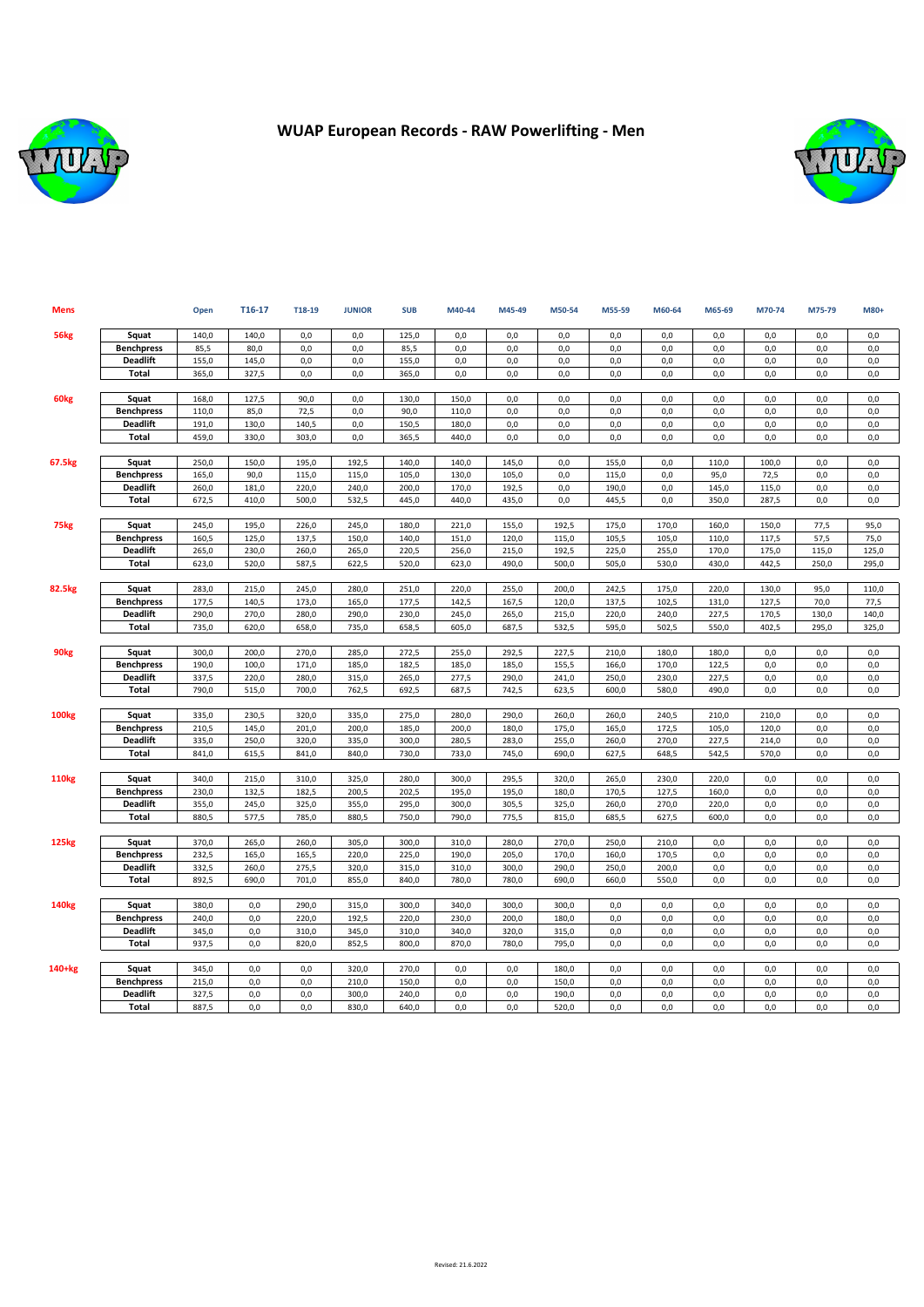# WUAP European Records - RAW Powerlifting - Men

| Mens | | Open | T16-17 | T18-19 | JUNIOR | SUB | M40-44 | M45-49 | M50-54 | M55-59 | M60-64 | M65-69 | M70-74 | M75-79 | M80+ |
|---|---|---|---|---|---|---|---|---|---|---|---|---|---|---|---|
| 56kg | Squat | 140,0 | 140,0 | 0,0 | 0,0 | 125,0 | 0,0 | 0,0 | 0,0 | 0,0 | 0,0 | 0,0 | 0,0 | 0,0 | 0,0 |
| | Benchpress | 85,5 | 80,0 | 0,0 | 0,0 | 85,5 | 0,0 | 0,0 | 0,0 | 0,0 | 0,0 | 0,0 | 0,0 | 0,0 | 0,0 |
| | Deadlift | 155,0 | 145,0 | 0,0 | 0,0 | 155,0 | 0,0 | 0,0 | 0,0 | 0,0 | 0,0 | 0,0 | 0,0 | 0,0 | 0,0 |
| | Total | 365,0 | 327,5 | 0,0 | 0,0 | 365,0 | 0,0 | 0,0 | 0,0 | 0,0 | 0,0 | 0,0 | 0,0 | 0,0 | 0,0 |
| 60kg | Squat | 168,0 | 127,5 | 90,0 | 0,0 | 130,0 | 150,0 | 0,0 | 0,0 | 0,0 | 0,0 | 0,0 | 0,0 | 0,0 | 0,0 |
| | Benchpress | 110,0 | 85,0 | 72,5 | 0,0 | 90,0 | 110,0 | 0,0 | 0,0 | 0,0 | 0,0 | 0,0 | 0,0 | 0,0 | 0,0 |
| | Deadlift | 191,0 | 130,0 | 140,5 | 0,0 | 150,5 | 180,0 | 0,0 | 0,0 | 0,0 | 0,0 | 0,0 | 0,0 | 0,0 | 0,0 |
| | Total | 459,0 | 330,0 | 303,0 | 0,0 | 365,5 | 440,0 | 0,0 | 0,0 | 0,0 | 0,0 | 0,0 | 0,0 | 0,0 | 0,0 |
| 67.5kg | Squat | 250,0 | 150,0 | 195,0 | 192,5 | 140,0 | 140,0 | 145,0 | 0,0 | 155,0 | 0,0 | 110,0 | 100,0 | 0,0 | 0,0 |
| | Benchpress | 165,0 | 90,0 | 115,0 | 115,0 | 105,0 | 130,0 | 105,0 | 0,0 | 115,0 | 0,0 | 95,0 | 72,5 | 0,0 | 0,0 |
| | Deadlift | 260,0 | 181,0 | 220,0 | 240,0 | 200,0 | 170,0 | 192,5 | 0,0 | 190,0 | 0,0 | 145,0 | 115,0 | 0,0 | 0,0 |
| | Total | 672,5 | 410,0 | 500,0 | 532,5 | 445,0 | 440,0 | 435,0 | 0,0 | 445,5 | 0,0 | 350,0 | 287,5 | 0,0 | 0,0 |
| 75kg | Squat | 245,0 | 195,0 | 226,0 | 245,0 | 180,0 | 221,0 | 155,0 | 192,5 | 175,0 | 170,0 | 160,0 | 150,0 | 77,5 | 95,0 |
| | Benchpress | 160,5 | 125,0 | 137,5 | 150,0 | 140,0 | 151,0 | 120,0 | 115,0 | 105,5 | 105,0 | 110,0 | 117,5 | 57,5 | 75,0 |
| | Deadlift | 265,0 | 230,0 | 260,0 | 265,0 | 220,5 | 256,0 | 215,0 | 192,5 | 225,0 | 255,0 | 170,0 | 175,0 | 115,0 | 125,0 |
| | Total | 623,0 | 520,0 | 587,5 | 622,5 | 520,0 | 623,0 | 490,0 | 500,0 | 505,0 | 530,0 | 430,0 | 442,5 | 250,0 | 295,0 |
| 82.5kg | Squat | 283,0 | 215,0 | 245,0 | 280,0 | 251,0 | 220,0 | 255,0 | 200,0 | 242,5 | 175,0 | 220,0 | 130,0 | 95,0 | 110,0 |
| | Benchpress | 177,5 | 140,5 | 173,0 | 165,0 | 177,5 | 142,5 | 167,5 | 120,0 | 137,5 | 102,5 | 131,0 | 127,5 | 70,0 | 77,5 |
| | Deadlift | 290,0 | 270,0 | 280,0 | 290,0 | 230,0 | 245,0 | 265,0 | 215,0 | 220,0 | 240,0 | 227,5 | 170,5 | 130,0 | 140,0 |
| | Total | 735,0 | 620,0 | 658,0 | 735,0 | 658,5 | 605,0 | 687,5 | 532,5 | 595,0 | 502,5 | 550,0 | 402,5 | 295,0 | 325,0 |
| 90kg | Squat | 300,0 | 200,0 | 270,0 | 285,0 | 272,5 | 255,0 | 292,5 | 227,5 | 210,0 | 180,0 | 180,0 | 0,0 | 0,0 | 0,0 |
| | Benchpress | 190,0 | 100,0 | 171,0 | 185,0 | 182,5 | 185,0 | 185,0 | 155,5 | 166,0 | 170,0 | 122,5 | 0,0 | 0,0 | 0,0 |
| | Deadlift | 337,5 | 220,0 | 280,0 | 315,0 | 265,0 | 277,5 | 290,0 | 241,0 | 250,0 | 230,0 | 227,5 | 0,0 | 0,0 | 0,0 |
| | Total | 790,0 | 515,0 | 700,0 | 762,5 | 692,5 | 687,5 | 742,5 | 623,5 | 600,0 | 580,0 | 490,0 | 0,0 | 0,0 | 0,0 |
| 100kg | Squat | 335,0 | 230,5 | 320,0 | 335,0 | 275,0 | 280,0 | 290,0 | 260,0 | 260,0 | 240,5 | 210,0 | 210,0 | 0,0 | 0,0 |
| | Benchpress | 210,5 | 145,0 | 201,0 | 200,0 | 185,0 | 200,0 | 180,0 | 175,0 | 165,0 | 172,5 | 105,0 | 120,0 | 0,0 | 0,0 |
| | Deadlift | 335,0 | 250,0 | 320,0 | 335,0 | 300,0 | 280,5 | 283,0 | 255,0 | 260,0 | 270,0 | 227,5 | 214,0 | 0,0 | 0,0 |
| | Total | 841,0 | 615,5 | 841,0 | 840,0 | 730,0 | 733,0 | 745,0 | 690,0 | 627,5 | 648,5 | 542,5 | 570,0 | 0,0 | 0,0 |
| 110kg | Squat | 340,0 | 215,0 | 310,0 | 325,0 | 280,0 | 300,0 | 295,5 | 320,0 | 265,0 | 230,0 | 220,0 | 0,0 | 0,0 | 0,0 |
| | Benchpress | 230,0 | 132,5 | 182,5 | 200,5 | 202,5 | 195,0 | 195,0 | 180,0 | 170,5 | 127,5 | 160,0 | 0,0 | 0,0 | 0,0 |
| | Deadlift | 355,0 | 245,0 | 325,0 | 355,0 | 295,0 | 300,0 | 305,5 | 325,0 | 260,0 | 270,0 | 220,0 | 0,0 | 0,0 | 0,0 |
| | Total | 880,5 | 577,5 | 785,0 | 880,5 | 750,0 | 790,0 | 775,5 | 815,0 | 685,5 | 627,5 | 600,0 | 0,0 | 0,0 | 0,0 |
| 125kg | Squat | 370,0 | 265,0 | 260,0 | 305,0 | 300,0 | 310,0 | 280,0 | 270,0 | 250,0 | 210,0 | 0,0 | 0,0 | 0,0 | 0,0 |
| | Benchpress | 232,5 | 165,0 | 165,5 | 220,0 | 225,0 | 190,0 | 205,0 | 170,0 | 160,0 | 170,5 | 0,0 | 0,0 | 0,0 | 0,0 |
| | Deadlift | 332,5 | 260,0 | 275,5 | 320,0 | 315,0 | 310,0 | 300,0 | 290,0 | 250,0 | 200,0 | 0,0 | 0,0 | 0,0 | 0,0 |
| | Total | 892,5 | 690,0 | 701,0 | 855,0 | 840,0 | 780,0 | 780,0 | 690,0 | 660,0 | 550,0 | 0,0 | 0,0 | 0,0 | 0,0 |
| 140kg | Squat | 380,0 | 0,0 | 290,0 | 315,0 | 300,0 | 340,0 | 300,0 | 300,0 | 0,0 | 0,0 | 0,0 | 0,0 | 0,0 | 0,0 |
| | Benchpress | 240,0 | 0,0 | 220,0 | 192,5 | 220,0 | 230,0 | 200,0 | 180,0 | 0,0 | 0,0 | 0,0 | 0,0 | 0,0 | 0,0 |
| | Deadlift | 345,0 | 0,0 | 310,0 | 345,0 | 310,0 | 340,0 | 320,0 | 315,0 | 0,0 | 0,0 | 0,0 | 0,0 | 0,0 | 0,0 |
| | Total | 937,5 | 0,0 | 820,0 | 852,5 | 800,0 | 870,0 | 780,0 | 795,0 | 0,0 | 0,0 | 0,0 | 0,0 | 0,0 | 0,0 |
| 140+kg | Squat | 345,0 | 0,0 | 0,0 | 320,0 | 270,0 | 0,0 | 0,0 | 180,0 | 0,0 | 0,0 | 0,0 | 0,0 | 0,0 | 0,0 |
| | Benchpress | 215,0 | 0,0 | 0,0 | 210,0 | 150,0 | 0,0 | 0,0 | 150,0 | 0,0 | 0,0 | 0,0 | 0,0 | 0,0 | 0,0 |
| | Deadlift | 327,5 | 0,0 | 0,0 | 300,0 | 240,0 | 0,0 | 0,0 | 190,0 | 0,0 | 0,0 | 0,0 | 0,0 | 0,0 | 0,0 |
| | Total | 887,5 | 0,0 | 0,0 | 830,0 | 640,0 | 0,0 | 0,0 | 520,0 | 0,0 | 0,0 | 0,0 | 0,0 | 0,0 | 0,0 |

Revised: 21.6.2022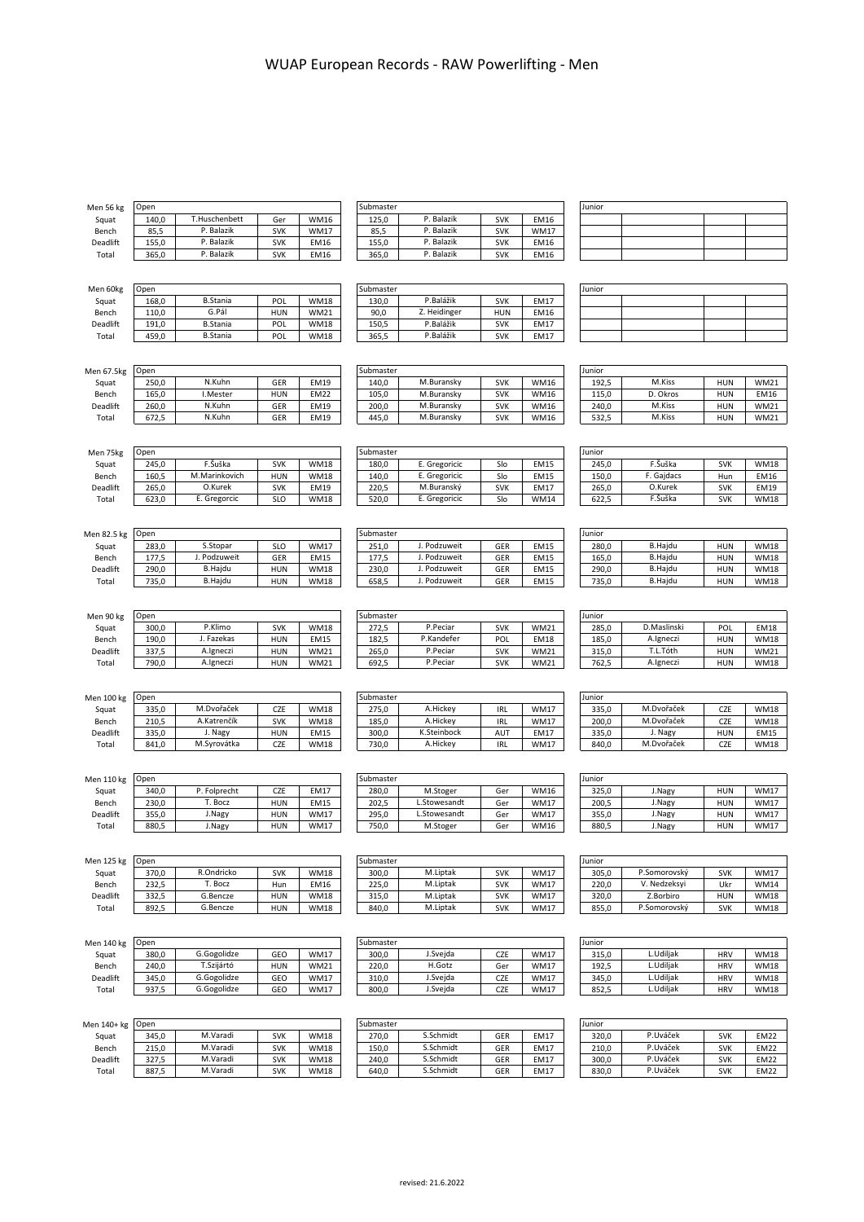# WUAP European Records - RAW Powerlifting - Men

| Men 56 kg | Open | | | | Submaster | | | | Junior | | | |
|---|---|---|---|---|---|---|---|---|---|---|---|---|
| Squat | 140,0 | T.Huschenbett | Ger | WM16 | 125,0 | P. Balazik | SVK | EM16 | | | | |
| Bench | 85,5 | P. Balazik | SVK | WM17 | 85,5 | P. Balazik | SVK | WM17 | | | | |
| Deadlift | 155,0 | P. Balazik | SVK | EM16 | 155,0 | P. Balazik | SVK | EM16 | | | | |
| Total | 365,0 | P. Balazik | SVK | EM16 | 365,0 | P. Balazik | SVK | EM16 | | | | |

| Men 60kg | Open | | | | Submaster | | | | Junior | | | |
|---|---|---|---|---|---|---|---|---|---|---|---|---|
| Squat | 168,0 | B.Stania | POL | WM18 | 130,0 | P.Balážik | SVK | EM17 | | | | |
| Bench | 110,0 | G.Pál | HUN | WM21 | 90,0 | Z. Heidinger | HUN | EM16 | | | | |
| Deadlift | 191,0 | B.Stania | POL | WM18 | 150,5 | P.Balážik | SVK | EM17 | | | | |
| Total | 459,0 | B.Stania | POL | WM18 | 365,5 | P.Balážik | SVK | EM17 | | | | |

| Men 67.5kg | Open | | | | Submaster | | | | Junior | | | |
|---|---|---|---|---|---|---|---|---|---|---|---|---|
| Squat | 250,0 | N.Kuhn | GER | EM19 | 140,0 | M.Buransky | SVK | WM16 | 192,5 | M.Kiss | HUN | WM21 |
| Bench | 165,0 | I.Mester | HUN | EM22 | 105,0 | M.Buransky | SVK | WM16 | 115,0 | D. Okros | HUN | EM16 |
| Deadlift | 260,0 | N.Kuhn | GER | EM19 | 200,0 | M.Buransky | SVK | WM16 | 240,0 | M.Kiss | HUN | WM21 |
| Total | 672,5 | N.Kuhn | GER | EM19 | 445,0 | M.Buransky | SVK | WM16 | 532,5 | M.Kiss | HUN | WM21 |

| Men 75kg | Open | | | | Submaster | | | | Junior | | | |
|---|---|---|---|---|---|---|---|---|---|---|---|---|
| Squat | 245,0 | F.Šuška | SVK | WM18 | 180,0 | E. Gregoricic | Slo | EM15 | 245,0 | F.Šuška | SVK | WM18 |
| Bench | 160,5 | M.Marinkovich | HUN | WM18 | 140,0 | E. Gregoricic | Slo | EM15 | 150,0 | F. Gajdacs | Hun | EM16 |
| Deadlift | 265,0 | O.Kurek | SVK | EM19 | 220,5 | M.Buranský | SVK | EM17 | 265,0 | O.Kurek | SVK | EM19 |
| Total | 623,0 | E. Gregorcic | SLO | WM18 | 520,0 | E. Gregorcic | Slo | WM14 | 622,5 | F.Šuška | SVK | WM18 |

| Men 82.5 kg | Open | | | | Submaster | | | | Junior | | | |
|---|---|---|---|---|---|---|---|---|---|---|---|---|
| Squat | 283,0 | S.Stopar | SLO | WM17 | 251,0 | J. Podzuweit | GER | EM15 | 280,0 | B.Hajdu | HUN | WM18 |
| Bench | 177,5 | J. Podzuweit | GER | EM15 | 177,5 | J. Podzuweit | GER | EM15 | 165,0 | B.Hajdu | HUN | WM18 |
| Deadlift | 290,0 | B.Hajdu | HUN | WM18 | 230,0 | J. Podzuweit | GER | EM15 | 290,0 | B.Hajdu | HUN | WM18 |
| Total | 735,0 | B.Hajdu | HUN | WM18 | 658,5 | J. Podzuweit | GER | EM15 | 735,0 | B.Hajdu | HUN | WM18 |

| Men 90 kg | Open | | | | Submaster | | | | Junior | | | |
|---|---|---|---|---|---|---|---|---|---|---|---|---|
| Squat | 300,0 | P.Klimo | SVK | WM18 | 272,5 | P.Peciar | SVK | WM21 | 285,0 | D.Maslinski | POL | EM18 |
| Bench | 190,0 | J. Fazekas | HUN | EM15 | 182,5 | P.Kandefer | POL | EM18 | 185,0 | A.Igneczi | HUN | WM18 |
| Deadlift | 337,5 | A.Igneczi | HUN | WM21 | 265,0 | P.Peciar | SVK | WM21 | 315,0 | T.L.Tóth | HUN | WM21 |
| Total | 790,0 | A.Igneczi | HUN | WM21 | 692,5 | P.Peciar | SVK | WM21 | 762,5 | A.Igneczi | HUN | WM18 |

| Men 100 kg | Open | | | | Submaster | | | | Junior | | | |
|---|---|---|---|---|---|---|---|---|---|---|---|---|
| Squat | 335,0 | M.Dvořaček | CZE | WM18 | 275,0 | A.Hickey | IRL | WM17 | 335,0 | M.Dvořaček | CZE | WM18 |
| Bench | 210,5 | A.Katrenčík | SVK | WM18 | 185,0 | A.Hickey | IRL | WM17 | 200,0 | M.Dvořaček | CZE | WM18 |
| Deadlift | 335,0 | J. Nagy | HUN | EM15 | 300,0 | K.Steinbock | AUT | EM17 | 335,0 | J. Nagy | HUN | EM15 |
| Total | 841,0 | M.Syrovátka | CZE | WM18 | 730,0 | A.Hickey | IRL | WM17 | 840,0 | M.Dvořaček | CZE | WM18 |

| Men 110 kg | Open | | | | Submaster | | | | Junior | | | |
|---|---|---|---|---|---|---|---|---|---|---|---|---|
| Squat | 340,0 | P. Folprecht | CZE | EM17 | 280,0 | M.Stoger | Ger | WM16 | 325,0 | J.Nagy | HUN | WM17 |
| Bench | 230,0 | T. Bocz | HUN | EM15 | 202,5 | L.Stowesandt | Ger | WM17 | 200,5 | J.Nagy | HUN | WM17 |
| Deadlift | 355,0 | J.Nagy | HUN | WM17 | 295,0 | L.Stowesandt | Ger | WM17 | 355,0 | J.Nagy | HUN | WM17 |
| Total | 880,5 | J.Nagy | HUN | WM17 | 750,0 | M.Stoger | Ger | WM16 | 880,5 | J.Nagy | HUN | WM17 |

| Men 125 kg | Open | | | | Submaster | | | | Junior | | | |
|---|---|---|---|---|---|---|---|---|---|---|---|---|
| Squat | 370,0 | R.Ondricko | SVK | WM18 | 300,0 | M.Liptak | SVK | WM17 | 305,0 | P.Somorovský | SVK | WM17 |
| Bench | 232,5 | T. Bocz | Hun | EM16 | 225,0 | M.Liptak | SVK | WM17 | 220,0 | V. Nedzeksyi | Ukr | WM14 |
| Deadlift | 332,5 | G.Bencze | HUN | WM18 | 315,0 | M.Liptak | SVK | WM17 | 320,0 | Z.Borbiro | HUN | WM18 |
| Total | 892,5 | G.Bencze | HUN | WM18 | 840,0 | M.Liptak | SVK | WM17 | 855,0 | P.Somorovský | SVK | WM18 |

| Men 140 kg | Open | | | | Submaster | | | | Junior | | | |
|---|---|---|---|---|---|---|---|---|---|---|---|---|
| Squat | 380,0 | G.Gogolidze | GEO | WM17 | 300,0 | J.Svejda | CZE | WM17 | 315,0 | L.Udiljak | HRV | WM18 |
| Bench | 240,0 | T.Szijártó | HUN | WM21 | 220,0 | H.Gotz | Ger | WM17 | 192,5 | L.Udiljak | HRV | WM18 |
| Deadlift | 345,0 | G.Gogolidze | GEO | WM17 | 310,0 | J.Svejda | CZE | WM17 | 345,0 | L.Udiljak | HRV | WM18 |
| Total | 937,5 | G.Gogolidze | GEO | WM17 | 800,0 | J.Svejda | CZE | WM17 | 852,5 | L.Udiljak | HRV | WM18 |

| Men 140+ kg | Open | | | | Submaster | | | | Junior | | | |
|---|---|---|---|---|---|---|---|---|---|---|---|---|
| Squat | 345,0 | M.Varadi | SVK | WM18 | 270,0 | S.Schmidt | GER | EM17 | 320,0 | P.Uváček | SVK | EM22 |
| Bench | 215,0 | M.Varadi | SVK | WM18 | 150,0 | S.Schmidt | GER | EM17 | 210,0 | P.Uváček | SVK | EM22 |
| Deadlift | 327,5 | M.Varadi | SVK | WM18 | 240,0 | S.Schmidt | GER | EM17 | 300,0 | P.Uváček | SVK | EM22 |
| Total | 887,5 | M.Varadi | SVK | WM18 | 640,0 | S.Schmidt | GER | EM17 | 830,0 | P.Uváček | SVK | EM22 |

revised: 21.6.2022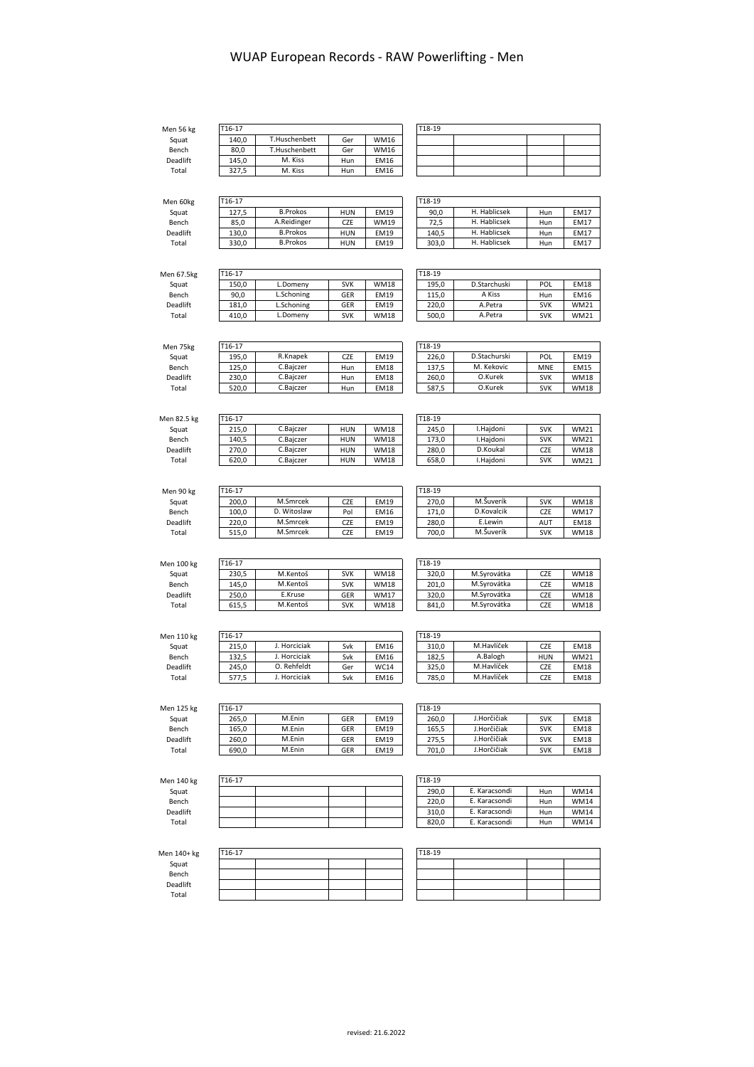# WUAP European Records - RAW Powerlifting - Men

| Men 56 kg | T16-17 | | | | T18-19 | | | |
|---|---|---|---|---|---|---|---|---|
| Squat | 140,0 | T.Huschenbett | Ger | WM16 | | | | |
| Bench | 80,0 | T.Huschenbett | Ger | WM16 | | | | |
| Deadlift | 145,0 | M. Kiss | Hun | EM16 | | | | |
| Total | 327,5 | M. Kiss | Hun | EM16 | | | | |

| Men 60kg | T16-17 | | | | T18-19 | | | |
|---|---|---|---|---|---|---|---|---|
| Squat | 127,5 | B.Prokos | HUN | EM19 | 90,0 | H. Hablicsek | Hun | EM17 |
| Bench | 85,0 | A.Reidinger | CZE | WM19 | 72,5 | H. Hablicsek | Hun | EM17 |
| Deadlift | 130,0 | B.Prokos | HUN | EM19 | 140,5 | H. Hablicsek | Hun | EM17 |
| Total | 330,0 | B.Prokos | HUN | EM19 | 303,0 | H. Hablicsek | Hun | EM17 |

| Men 67.5kg | T16-17 | | | | T18-19 | | | |
|---|---|---|---|---|---|---|---|---|
| Squat | 150,0 | L.Domeny | SVK | WM18 | 195,0 | D.Starchuski | POL | EM18 |
| Bench | 90,0 | L.Schoning | GER | EM19 | 115,0 | A Kiss | Hun | EM16 |
| Deadlift | 181,0 | L.Schoning | GER | EM19 | 220,0 | A.Petra | SVK | WM21 |
| Total | 410,0 | L.Domeny | SVK | WM18 | 500,0 | A.Petra | SVK | WM21 |

| Men 75kg | T16-17 | | | | T18-19 | | | |
|---|---|---|---|---|---|---|---|---|
| Squat | 195,0 | R.Knapek | CZE | EM19 | 226,0 | D.Stachurski | POL | EM19 |
| Bench | 125,0 | C.Bajczer | Hun | EM18 | 137,5 | M. Kekovic | MNE | EM15 |
| Deadlift | 230,0 | C.Bajczer | Hun | EM18 | 260,0 | O.Kurek | SVK | WM18 |
| Total | 520,0 | C.Bajczer | Hun | EM18 | 587,5 | O.Kurek | SVK | WM18 |

| Men 82.5 kg | T16-17 | | | | T18-19 | | | |
|---|---|---|---|---|---|---|---|---|
| Squat | 215,0 | C.Bajczer | HUN | WM18 | 245,0 | I.Hajdoni | SVK | WM21 |
| Bench | 140,5 | C.Bajczer | HUN | WM18 | 173,0 | I.Hajdoni | SVK | WM21 |
| Deadlift | 270,0 | C.Bajczer | HUN | WM18 | 280,0 | D.Koukal | CZE | WM18 |
| Total | 620,0 | C.Bajczer | HUN | WM18 | 658,0 | I.Hajdoni | SVK | WM21 |

| Men 90 kg | T16-17 | | | | T18-19 | | | |
|---|---|---|---|---|---|---|---|---|
| Squat | 200,0 | M.Smrcek | CZE | EM19 | 270,0 | M.Šuverík | SVK | WM18 |
| Bench | 100,0 | D. Witoslaw | Pol | EM16 | 171,0 | D.Kovalcik | CZE | WM17 |
| Deadlift | 220,0 | M.Smrcek | CZE | EM19 | 280,0 | E.Lewin | AUT | EM18 |
| Total | 515,0 | M.Smrcek | CZE | EM19 | 700,0 | M.Šuverík | SVK | WM18 |

| Men 100 kg | T16-17 | | | | T18-19 | | | |
|---|---|---|---|---|---|---|---|---|
| Squat | 230,5 | M.Kentoš | SVK | WM18 | 320,0 | M.Syrovátka | CZE | WM18 |
| Bench | 145,0 | M.Kentoš | SVK | WM18 | 201,0 | M.Syrovátka | CZE | WM18 |
| Deadlift | 250,0 | E.Kruse | GER | WM17 | 320,0 | M.Syrovátka | CZE | WM18 |
| Total | 615,5 | M.Kentoš | SVK | WM18 | 841,0 | M.Syrovátka | CZE | WM18 |

| Men 110 kg | T16-17 | | | | T18-19 | | | |
|---|---|---|---|---|---|---|---|---|
| Squat | 215,0 | J. Horciciak | Svk | EM16 | 310,0 | M.Havlíček | CZE | EM18 |
| Bench | 132,5 | J. Horciciak | Svk | EM16 | 182,5 | A.Balogh | HUN | WM21 |
| Deadlift | 245,0 | O. Rehfeldt | Ger | WC14 | 325,0 | M.Havlíček | CZE | EM18 |
| Total | 577,5 | J. Horciciak | Svk | EM16 | 785,0 | M.Havlíček | CZE | EM18 |

| Men 125 kg | T16-17 | | | | T18-19 | | | |
|---|---|---|---|---|---|---|---|---|
| Squat | 265,0 | M.Enin | GER | EM19 | 260,0 | J.Horčičiak | SVK | EM18 |
| Bench | 165,0 | M.Enin | GER | EM19 | 165,5 | J.Horčičiak | SVK | EM18 |
| Deadlift | 260,0 | M.Enin | GER | EM19 | 275,5 | J.Horčičiak | SVK | EM18 |
| Total | 690,0 | M.Enin | GER | EM19 | 701,0 | J.Horčičiak | SVK | EM18 |

| Men 140 kg | T16-17 | | | | T18-19 | | | |
|---|---|---|---|---|---|---|---|---|
| Squat | | | | | 290,0 | E. Karacsondi | Hun | WM14 |
| Bench | | | | | 220,0 | E. Karacsondi | Hun | WM14 |
| Deadlift | | | | | 310,0 | E. Karacsondi | Hun | WM14 |
| Total | | | | | 820,0 | E. Karacsondi | Hun | WM14 |

| Men 140+ kg | T16-17 | | | | T18-19 | | | |
|---|---|---|---|---|---|---|---|---|
| Squat | | | | | | | | |
| Bench | | | | | | | | |
| Deadlift | | | | | | | | |
| Total | | | | | | | | |

revised: 21.6.2022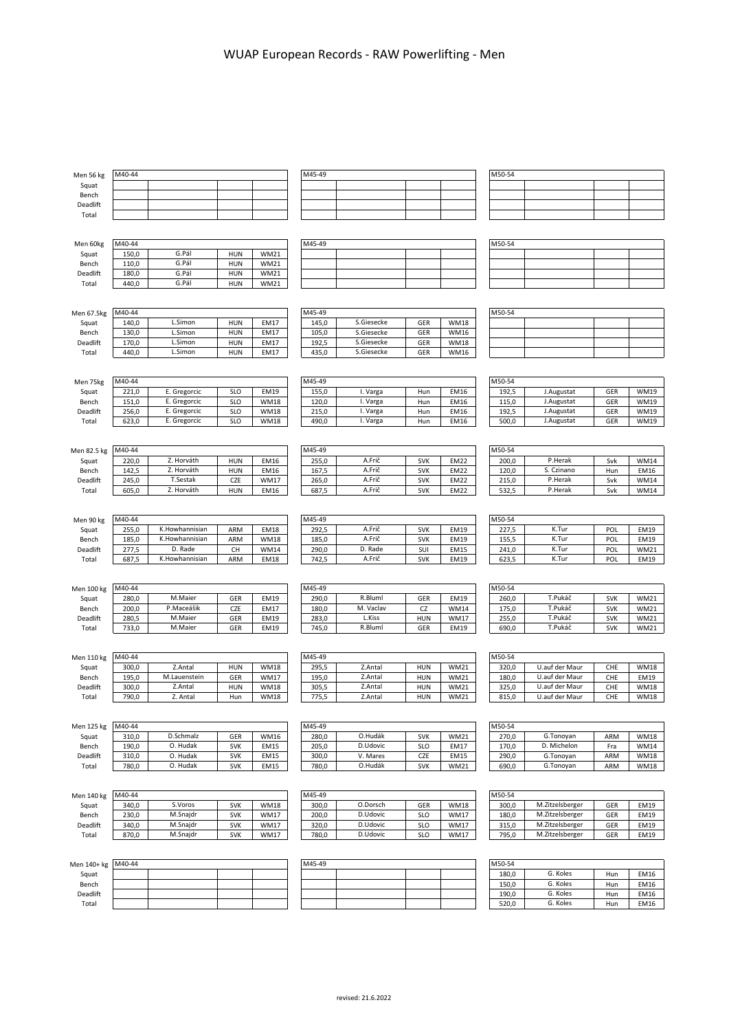# WUAP European Records - RAW Powerlifting - Men

| Men 56 kg | M40-44 | | | | M45-49 | | | | M50-54 | | | |
|---|---|---|---|---|---|---|---|---|---|---|---|---|
| Squat | | | | | | | | | | | | |
| Bench | | | | | | | | | | | | |
| Deadlift | | | | | | | | | | | | |
| Total | | | | | | | | | | | | |

| Men 60kg | M40-44 | | | | M45-49 | | | | M50-54 | | | |
|---|---|---|---|---|---|---|---|---|---|---|---|---|
| Squat | 150,0 | G.Pál | HUN | WM21 | | | | | | | | |
| Bench | 110,0 | G.Pál | HUN | WM21 | | | | | | | | |
| Deadlift | 180,0 | G.Pál | HUN | WM21 | | | | | | | | |
| Total | 440,0 | G.Pál | HUN | WM21 | | | | | | | | |

| Men 67.5kg | M40-44 | | | | M45-49 | | | | M50-54 | | | |
|---|---|---|---|---|---|---|---|---|---|---|---|---|
| Squat | 140,0 | L.Simon | HUN | EM17 | 145,0 | S.Giesecke | GER | WM18 | | | | |
| Bench | 130,0 | L.Simon | HUN | EM17 | 105,0 | S.Giesecke | GER | WM16 | | | | |
| Deadlift | 170,0 | L.Simon | HUN | EM17 | 192,5 | S.Giesecke | GER | WM18 | | | | |
| Total | 440,0 | L.Simon | HUN | EM17 | 435,0 | S.Giesecke | GER | WM16 | | | | |

| Men 75kg | M40-44 | | | | M45-49 | | | | M50-54 | | | |
|---|---|---|---|---|---|---|---|---|---|---|---|---|
| Squat | 221,0 | E. Gregorcic | SLO | EM19 | 155,0 | I. Varga | Hun | EM16 | 192,5 | J.Augustat | GER | WM19 |
| Bench | 151,0 | E. Gregorcic | SLO | WM18 | 120,0 | I. Varga | Hun | EM16 | 115,0 | J.Augustat | GER | WM19 |
| Deadlift | 256,0 | E. Gregorcic | SLO | WM18 | 215,0 | I. Varga | Hun | EM16 | 192,5 | J.Augustat | GER | WM19 |
| Total | 623,0 | E. Gregorcic | SLO | WM18 | 490,0 | I. Varga | Hun | EM16 | 500,0 | J.Augustat | GER | WM19 |

| Men 82.5 kg | M40-44 | | | | M45-49 | | | | M50-54 | | | |
|---|---|---|---|---|---|---|---|---|---|---|---|---|
| Squat | 220,0 | Z. Horváth | HUN | EM16 | 255,0 | A.Frič | SVK | EM22 | 200,0 | P.Herak | Svk | WM14 |
| Bench | 142,5 | Z. Horváth | HUN | EM16 | 167,5 | A.Frič | SVK | EM22 | 120,0 | S. Czinano | Hun | EM16 |
| Deadlift | 245,0 | T.Sestak | CZE | WM17 | 265,0 | A.Frič | SVK | EM22 | 215,0 | P.Herak | Svk | WM14 |
| Total | 605,0 | Z. Horváth | HUN | EM16 | 687,5 | A.Frič | SVK | EM22 | 532,5 | P.Herak | Svk | WM14 |

| Men 90 kg | M40-44 | | | | M45-49 | | | | M50-54 | | | |
|---|---|---|---|---|---|---|---|---|---|---|---|---|
| Squat | 255,0 | K.Howhannisian | ARM | EM18 | 292,5 | A.Frič | SVK | EM19 | 227,5 | K.Tur | POL | EM19 |
| Bench | 185,0 | K.Howhannisian | ARM | WM18 | 185,0 | A.Frič | SVK | EM19 | 155,5 | K.Tur | POL | EM19 |
| Deadlift | 277,5 | D. Rade | CH | WM14 | 290,0 | D. Rade | SUI | EM15 | 241,0 | K.Tur | POL | WM21 |
| Total | 687,5 | K.Howhannisian | ARM | EM18 | 742,5 | A.Frič | SVK | EM19 | 623,5 | K.Tur | POL | EM19 |

| Men 100 kg | M40-44 | | | | M45-49 | | | | M50-54 | | | |
|---|---|---|---|---|---|---|---|---|---|---|---|---|
| Squat | 280,0 | M.Maier | GER | EM19 | 290,0 | R.Bluml | GER | EM19 | 260,0 | T.Pukáč | SVK | WM21 |
| Bench | 200,0 | P.Maceášik | CZE | EM17 | 180,0 | M. Vaclav | CZ | WM14 | 175,0 | T.Pukáč | SVK | WM21 |
| Deadlift | 280,5 | M.Maier | GER | EM19 | 283,0 | L.Kiss | HUN | WM17 | 255,0 | T.Pukáč | SVK | WM21 |
| Total | 733,0 | M.Maier | GER | EM19 | 745,0 | R.Bluml | GER | EM19 | 690,0 | T.Pukáč | SVK | WM21 |

| Men 110 kg | M40-44 | | | | M45-49 | | | | M50-54 | | | |
|---|---|---|---|---|---|---|---|---|---|---|---|---|
| Squat | 300,0 | Z.Antal | HUN | WM18 | 295,5 | Z.Antal | HUN | WM21 | 320,0 | U.auf der Maur | CHE | WM18 |
| Bench | 195,0 | M.Lauenstein | GER | WM17 | 195,0 | Z.Antal | HUN | WM21 | 180,0 | U.auf der Maur | CHE | EM19 |
| Deadlift | 300,0 | Z.Antal | HUN | WM18 | 305,5 | Z.Antal | HUN | WM21 | 325,0 | U.auf der Maur | CHE | WM18 |
| Total | 790,0 | Z. Antal | Hun | WM18 | 775,5 | Z.Antal | HUN | WM21 | 815,0 | U.auf der Maur | CHE | WM18 |

| Men 125 kg | M40-44 | | | | M45-49 | | | | M50-54 | | | |
|---|---|---|---|---|---|---|---|---|---|---|---|---|
| Squat | 310,0 | D.Schmalz | GER | WM16 | 280,0 | O.Hudák | SVK | WM21 | 270,0 | G.Tonoyan | ARM | WM18 |
| Bench | 190,0 | O. Hudak | SVK | EM15 | 205,0 | D.Udovic | SLO | EM17 | 170,0 | D. Michelon | Fra | WM14 |
| Deadlift | 310,0 | O. Hudak | SVK | EM15 | 300,0 | V. Mares | CZE | EM15 | 290,0 | G.Tonoyan | ARM | WM18 |
| Total | 780,0 | O. Hudak | SVK | EM15 | 780,0 | O.Hudák | SVK | WM21 | 690,0 | G.Tonoyan | ARM | WM18 |

| Men 140 kg | M40-44 | | | | M45-49 | | | | M50-54 | | | |
|---|---|---|---|---|---|---|---|---|---|---|---|---|
| Squat | 340,0 | S.Voros | SVK | WM18 | 300,0 | O.Dorsch | GER | WM18 | 300,0 | M.Zitzelsberger | GER | EM19 |
| Bench | 230,0 | M.Snajdr | SVK | WM17 | 200,0 | D.Udovic | SLO | WM17 | 180,0 | M.Zitzelsberger | GER | EM19 |
| Deadlift | 340,0 | M.Snajdr | SVK | WM17 | 320,0 | D.Udovic | SLO | WM17 | 315,0 | M.Zitzelsberger | GER | EM19 |
| Total | 870,0 | M.Snajdr | SVK | WM17 | 780,0 | D.Udovic | SLO | WM17 | 795,0 | M.Zitzelsberger | GER | EM19 |

| Men 140+ kg | M40-44 | | | | M45-49 | | | | M50-54 | | | |
|---|---|---|---|---|---|---|---|---|---|---|---|---|
| Squat | | | | | | | | | 180,0 | G. Koles | Hun | EM16 |
| Bench | | | | | | | | | 150,0 | G. Koles | Hun | EM16 |
| Deadlift | | | | | | | | | 190,0 | G. Koles | Hun | EM16 |
| Total | | | | | | | | | 520,0 | G. Koles | Hun | EM16 |

revised: 21.6.2022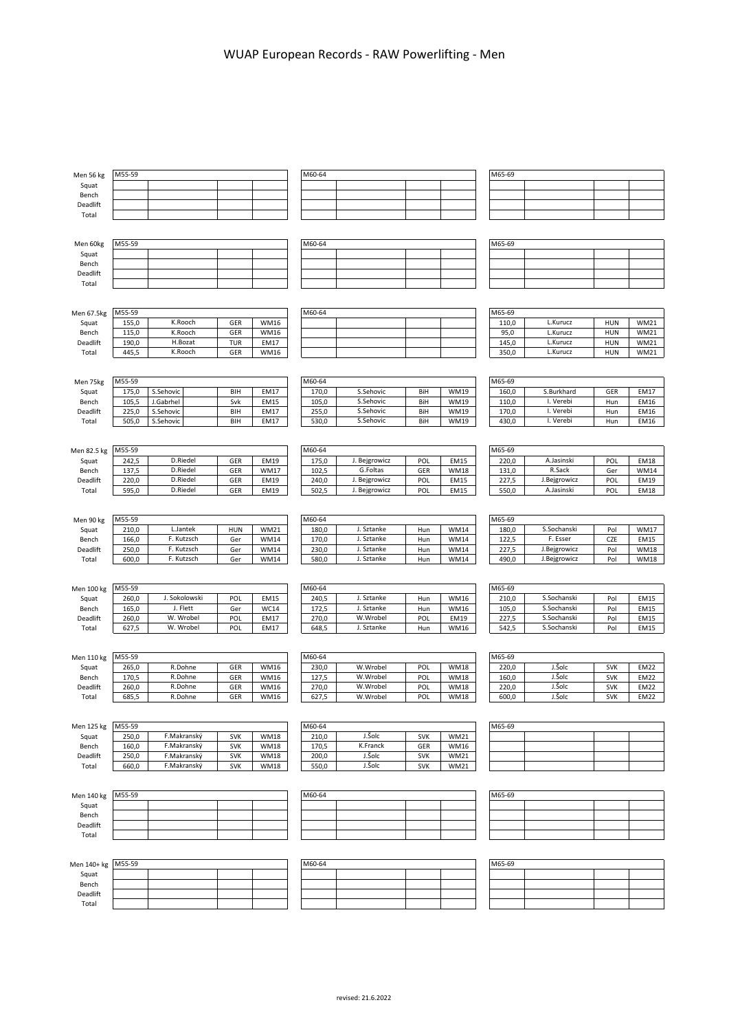# WUAP European Records - RAW Powerlifting - Men

| Men 56 kg | M55-59 | | | | M60-64 | | | | M65-69 | | | |
|---|---|---|---|---|---|---|---|---|---|---|---|---|
| Squat | | | | | | | | | | | | |
| Bench | | | | | | | | | | | | |
| Deadlift | | | | | | | | | | | | |
| Total | | | | | | | | | | | | |

| Men 60kg | M55-59 | | | | M60-64 | | | | M65-69 | | | |
|---|---|---|---|---|---|---|---|---|---|---|---|---|
| Squat | | | | | | | | | | | | |
| Bench | | | | | | | | | | | | |
| Deadlift | | | | | | | | | | | | |
| Total | | | | | | | | | | | | |

| Men 67.5kg | M55-59 | | | | M60-64 | | | | M65-69 | | | |
|---|---|---|---|---|---|---|---|---|---|---|---|---|
| Squat | 155,0 | K.Rooch | GER | WM16 | | | | | 110,0 | L.Kurucz | HUN | WM21 |
| Bench | 115,0 | K.Rooch | GER | WM16 | | | | | 95,0 | L.Kurucz | HUN | WM21 |
| Deadlift | 190,0 | H.Bozat | TUR | EM17 | | | | | 145,0 | L.Kurucz | HUN | WM21 |
| Total | 445,5 | K.Rooch | GER | WM16 | | | | | 350,0 | L.Kurucz | HUN | WM21 |

| Men 75kg | M55-59 | | | | M60-64 | | | | M65-69 | | | |
|---|---|---|---|---|---|---|---|---|---|---|---|---|
| Squat | 175,0 | S.Sehovic | BIH | EM17 | 170,0 | S.Sehovic | BiH | WM19 | 160,0 | S.Burkhard | GER | EM17 |
| Bench | 105,5 | J.Gabrhel | Svk | EM15 | 105,0 | S.Sehovic | BiH | WM19 | 110,0 | I. Verebi | Hun | EM16 |
| Deadlift | 225,0 | S.Sehovic | BIH | EM17 | 255,0 | S.Sehovic | BiH | WM19 | 170,0 | I. Verebi | Hun | EM16 |
| Total | 505,0 | S.Sehovic | BIH | EM17 | 530,0 | S.Sehovic | BiH | WM19 | 430,0 | I. Verebi | Hun | EM16 |

| Men 82.5 kg | M55-59 | | | | M60-64 | | | | M65-69 | | | |
|---|---|---|---|---|---|---|---|---|---|---|---|---|
| Squat | 242,5 | D.Riedel | GER | EM19 | 175,0 | J. Bejgrowicz | POL | EM15 | 220,0 | A.Jasinski | POL | EM18 |
| Bench | 137,5 | D.Riedel | GER | WM17 | 102,5 | G.Foltas | GER | WM18 | 131,0 | R.Sack | Ger | WM14 |
| Deadlift | 220,0 | D.Riedel | GER | EM19 | 240,0 | J. Bejgrowicz | POL | EM15 | 227,5 | J.Bejgrowicz | POL | EM19 |
| Total | 595,0 | D.Riedel | GER | EM19 | 502,5 | J. Bejgrowicz | POL | EM15 | 550,0 | A.Jasinski | POL | EM18 |

| Men 90 kg | M55-59 | | | | M60-64 | | | | M65-69 | | | |
|---|---|---|---|---|---|---|---|---|---|---|---|---|
| Squat | 210,0 | L.Jantek | HUN | WM21 | 180,0 | J. Sztanke | Hun | WM14 | 180,0 | S.Sochanski | Pol | WM17 |
| Bench | 166,0 | F. Kutzsch | Ger | WM14 | 170,0 | J. Sztanke | Hun | WM14 | 122,5 | F. Esser | CZE | EM15 |
| Deadlift | 250,0 | F. Kutzsch | Ger | WM14 | 230,0 | J. Sztanke | Hun | WM14 | 227,5 | J.Bejgrowicz | Pol | WM18 |
| Total | 600,0 | F. Kutzsch | Ger | WM14 | 580,0 | J. Sztanke | Hun | WM14 | 490,0 | J.Bejgrowicz | Pol | WM18 |

| Men 100 kg | M55-59 | | | | M60-64 | | | | M65-69 | | | |
|---|---|---|---|---|---|---|---|---|---|---|---|---|
| Squat | 260,0 | J. Sokolowski | POL | EM15 | 240,5 | J. Sztanke | Hun | WM16 | 210,0 | S.Sochanski | Pol | EM15 |
| Bench | 165,0 | J. Flett | Ger | WC14 | 172,5 | J. Sztanke | Hun | WM16 | 105,0 | S.Sochanski | Pol | EM15 |
| Deadlift | 260,0 | W. Wrobel | POL | EM17 | 270,0 | W.Wrobel | POL | EM19 | 227,5 | S.Sochanski | Pol | EM15 |
| Total | 627,5 | W. Wrobel | POL | EM17 | 648,5 | J. Sztanke | Hun | WM16 | 542,5 | S.Sochanski | Pol | EM15 |

| Men 110 kg | M55-59 | | | | M60-64 | | | | M65-69 | | | |
|---|---|---|---|---|---|---|---|---|---|---|---|---|
| Squat | 265,0 | R.Dohne | GER | WM16 | 230,0 | W.Wrobel | POL | WM18 | 220,0 | J.Šolc | SVK | EM22 |
| Bench | 170,5 | R.Dohne | GER | WM16 | 127,5 | W.Wrobel | POL | WM18 | 160,0 | J.Šolc | SVK | EM22 |
| Deadlift | 260,0 | R.Dohne | GER | WM16 | 270,0 | W.Wrobel | POL | WM18 | 220,0 | J.Šolc | SVK | EM22 |
| Total | 685,5 | R.Dohne | GER | WM16 | 627,5 | W.Wrobel | POL | WM18 | 600,0 | J.Šolc | SVK | EM22 |

| Men 125 kg | M55-59 | | | | M60-64 | | | | M65-69 | | | |
|---|---|---|---|---|---|---|---|---|---|---|---|---|
| Squat | 250,0 | F.Makranský | SVK | WM18 | 210,0 | J.Šolc | SVK | WM21 | | | | |
| Bench | 160,0 | F.Makranský | SVK | WM18 | 170,5 | K.Franck | GER | WM16 | | | | |
| Deadlift | 250,0 | F.Makranský | SVK | WM18 | 200,0 | J.Šolc | SVK | WM21 | | | | |
| Total | 660,0 | F.Makranský | SVK | WM18 | 550,0 | J.Šolc | SVK | WM21 | | | | |

| Men 140 kg | M55-59 | | | | M60-64 | | | | M65-69 | | | |
|---|---|---|---|---|---|---|---|---|---|---|---|---|
| Squat | | | | | | | | | | | | |
| Bench | | | | | | | | | | | | |
| Deadlift | | | | | | | | | | | | |
| Total | | | | | | | | | | | | |

| Men 140+ kg | M55-59 | | | | M60-64 | | | | M65-69 | | | |
|---|---|---|---|---|---|---|---|---|---|---|---|---|
| Squat | | | | | | | | | | | | |
| Bench | | | | | | | | | | | | |
| Deadlift | | | | | | | | | | | | |
| Total | | | | | | | | | | | | |

revised: 21.6.2022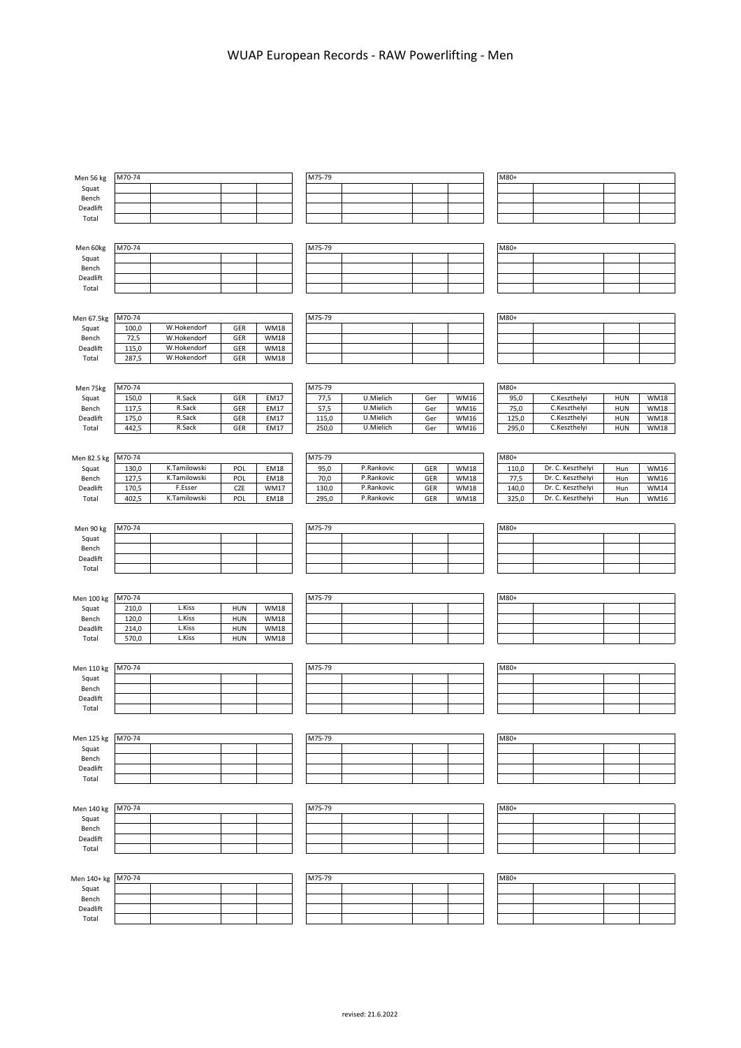# WUAP European Records - RAW Powerlifting - Men

| Men 56 kg | M70-74 | | | | M75-79 | | | | M80+ | | | |
|---|---|---|---|---|---|---|---|---|---|---|---|---|
| Squat | | | | | | | | | | | | |
| Bench | | | | | | | | | | | | |
| Deadlift | | | | | | | | | | | | |
| Total | | | | | | | | | | | | |

| Men 60kg | M70-74 | | | | M75-79 | | | | M80+ | | | |
|---|---|---|---|---|---|---|---|---|---|---|---|---|
| Squat | | | | | | | | | | | | |
| Bench | | | | | | | | | | | | |
| Deadlift | | | | | | | | | | | | |
| Total | | | | | | | | | | | | |

| Men 67.5kg | M70-74 | | | | M75-79 | | | | M80+ | | | |
|---|---|---|---|---|---|---|---|---|---|---|---|---|
| Squat | 100,0 | W.Hokendorf | GER | WM18 | | | | | | | | |
| Bench | 72,5 | W.Hokendorf | GER | WM18 | | | | | | | | |
| Deadlift | 115,0 | W.Hokendorf | GER | WM18 | | | | | | | | |
| Total | 287,5 | W.Hokendorf | GER | WM18 | | | | | | | | |

| Men 75kg | M70-74 | | | | M75-79 | | | | M80+ | | | |
|---|---|---|---|---|---|---|---|---|---|---|---|---|
| Squat | 150,0 | R.Sack | GER | EM17 | 77,5 | U.Mielich | Ger | WM16 | 95,0 | C.Keszthelyi | HUN | WM18 |
| Bench | 117,5 | R.Sack | GER | EM17 | 57,5 | U.Mielich | Ger | WM16 | 75,0 | C.Keszthelyi | HUN | WM18 |
| Deadlift | 175,0 | R.Sack | GER | EM17 | 115,0 | U.Mielich | Ger | WM16 | 125,0 | C.Keszthelyi | HUN | WM18 |
| Total | 442,5 | R.Sack | GER | EM17 | 250,0 | U.Mielich | Ger | WM16 | 295,0 | C.Keszthelyi | HUN | WM18 |

| Men 82.5 kg | M70-74 | | | | M75-79 | | | | M80+ | | | |
|---|---|---|---|---|---|---|---|---|---|---|---|---|
| Squat | 130,0 | K.Tamilowski | POL | EM18 | 95,0 | P.Rankovic | GER | WM18 | 110,0 | Dr. C. Keszthelyi | Hun | WM16 |
| Bench | 127,5 | K.Tamilowski | POL | EM18 | 70,0 | P.Rankovic | GER | WM18 | 77,5 | Dr. C. Keszthelyi | Hun | WM16 |
| Deadlift | 170,5 | F.Esser | CZE | WM17 | 130,0 | P.Rankovic | GER | WM18 | 140,0 | Dr. C. Keszthelyi | Hun | WM14 |
| Total | 402,5 | K.Tamilowski | POL | EM18 | 295,0 | P.Rankovic | GER | WM18 | 325,0 | Dr. C. Keszthelyi | Hun | WM16 |

| Men 90 kg | M70-74 | | | | M75-79 | | | | M80+ | | | |
|---|---|---|---|---|---|---|---|---|---|---|---|---|
| Squat | | | | | | | | | | | | |
| Bench | | | | | | | | | | | | |
| Deadlift | | | | | | | | | | | | |
| Total | | | | | | | | | | | | |

| Men 100 kg | M70-74 | | | | M75-79 | | | | M80+ | | | |
|---|---|---|---|---|---|---|---|---|---|---|---|---|
| Squat | 210,0 | L.Kiss | HUN | WM18 | | | | | | | | |
| Bench | 120,0 | L.Kiss | HUN | WM18 | | | | | | | | |
| Deadlift | 214,0 | L.Kiss | HUN | WM18 | | | | | | | | |
| Total | 570,0 | L.Kiss | HUN | WM18 | | | | | | | | |

| Men 110 kg | M70-74 | | | | M75-79 | | | | M80+ | | | |
|---|---|---|---|---|---|---|---|---|---|---|---|---|
| Squat | | | | | | | | | | | | |
| Bench | | | | | | | | | | | | |
| Deadlift | | | | | | | | | | | | |
| Total | | | | | | | | | | | | |

| Men 125 kg | M70-74 | | | | M75-79 | | | | M80+ | | | |
|---|---|---|---|---|---|---|---|---|---|---|---|---|
| Squat | | | | | | | | | | | | |
| Bench | | | | | | | | | | | | |
| Deadlift | | | | | | | | | | | | |
| Total | | | | | | | | | | | | |

| Men 140 kg | M70-74 | | | | M75-79 | | | | M80+ | | | |
|---|---|---|---|---|---|---|---|---|---|---|---|---|
| Squat | | | | | | | | | | | | |
| Bench | | | | | | | | | | | | |
| Deadlift | | | | | | | | | | | | |
| Total | | | | | | | | | | | | |

| Men 140+ kg | M70-74 | | | | M75-79 | | | | M80+ | | | |
|---|---|---|---|---|---|---|---|---|---|---|---|---|
| Squat | | | | | | | | | | | | |
| Bench | | | | | | | | | | | | |
| Deadlift | | | | | | | | | | | | |
| Total | | | | | | | | | | | | |

revised: 21.6.2022